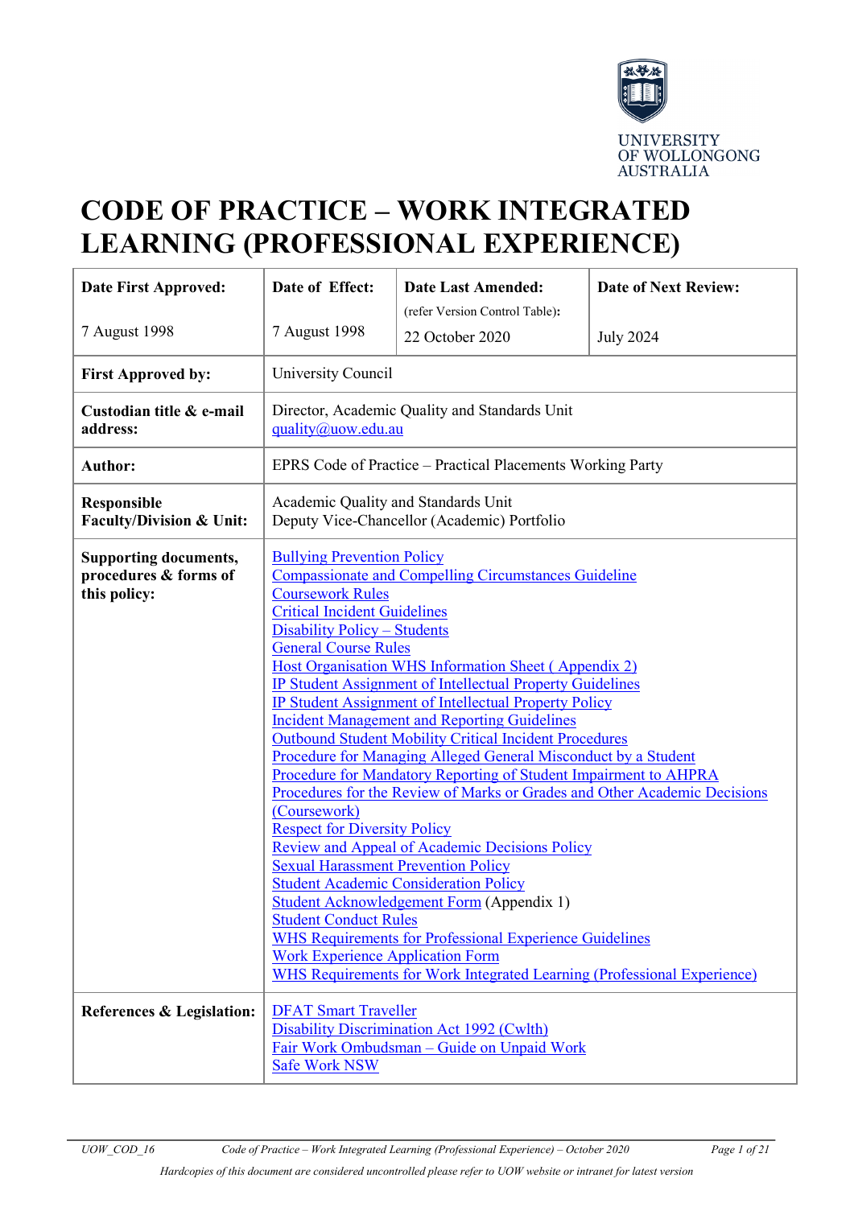UNIVERSITY OF WOLLONGONG AUSTRALIA

# CODE OF PRACTICE – WORK INTEGRATED LEARNING (PROFESSIONAL EXPERIENCE)

| **Date First Approved:** | **Date of Effect:** | **Date Last Amended:** (refer Version Control Table): | **Date of Next Review:** |
|---|---|---|---|
| 7 August 1998 | 7 August 1998 | 22 October 2020 | July 2024 |
| **First Approved by:** | University Council | | |
| **Custodian title & e-mail address:** | Director, Academic Quality and Standards Unit<br>quality@uow.edu.au | | |
| **Author:** | EPRS Code of Practice – Practical Placements Working Party | | |
| **Responsible Faculty/Division & Unit:** | Academic Quality and Standards Unit<br>Deputy Vice-Chancellor (Academic) Portfolio | | |
| **Supporting documents, procedures & forms of this policy:** | Bullying Prevention Policy<br>Compassionate and Compelling Circumstances Guideline<br>Coursework Rules<br>Critical Incident Guidelines<br>Disability Policy – Students<br>General Course Rules<br>Host Organisation WHS Information Sheet ( Appendix 2)<br>IP Student Assignment of Intellectual Property Guidelines<br>IP Student Assignment of Intellectual Property Policy<br>Incident Management and Reporting Guidelines<br>Outbound Student Mobility Critical Incident Procedures<br>Procedure for Managing Alleged General Misconduct by a Student<br>Procedure for Mandatory Reporting of Student Impairment to AHPRA<br>Procedures for the Review of Marks or Grades and Other Academic Decisions (Coursework)<br>Respect for Diversity Policy<br>Review and Appeal of Academic Decisions Policy<br>Sexual Harassment Prevention Policy<br>Student Academic Consideration Policy<br>Student Acknowledgement Form (Appendix 1)<br>Student Conduct Rules<br>WHS Requirements for Professional Experience Guidelines<br>Work Experience Application Form<br>WHS Requirements for Work Integrated Learning (Professional Experience) | | |
| **References & Legislation:** | DFAT Smart Traveller<br>Disability Discrimination Act 1992 (Cwlth)<br>Fair Work Ombudsman – Guide on Unpaid Work<br>Safe Work NSW | | |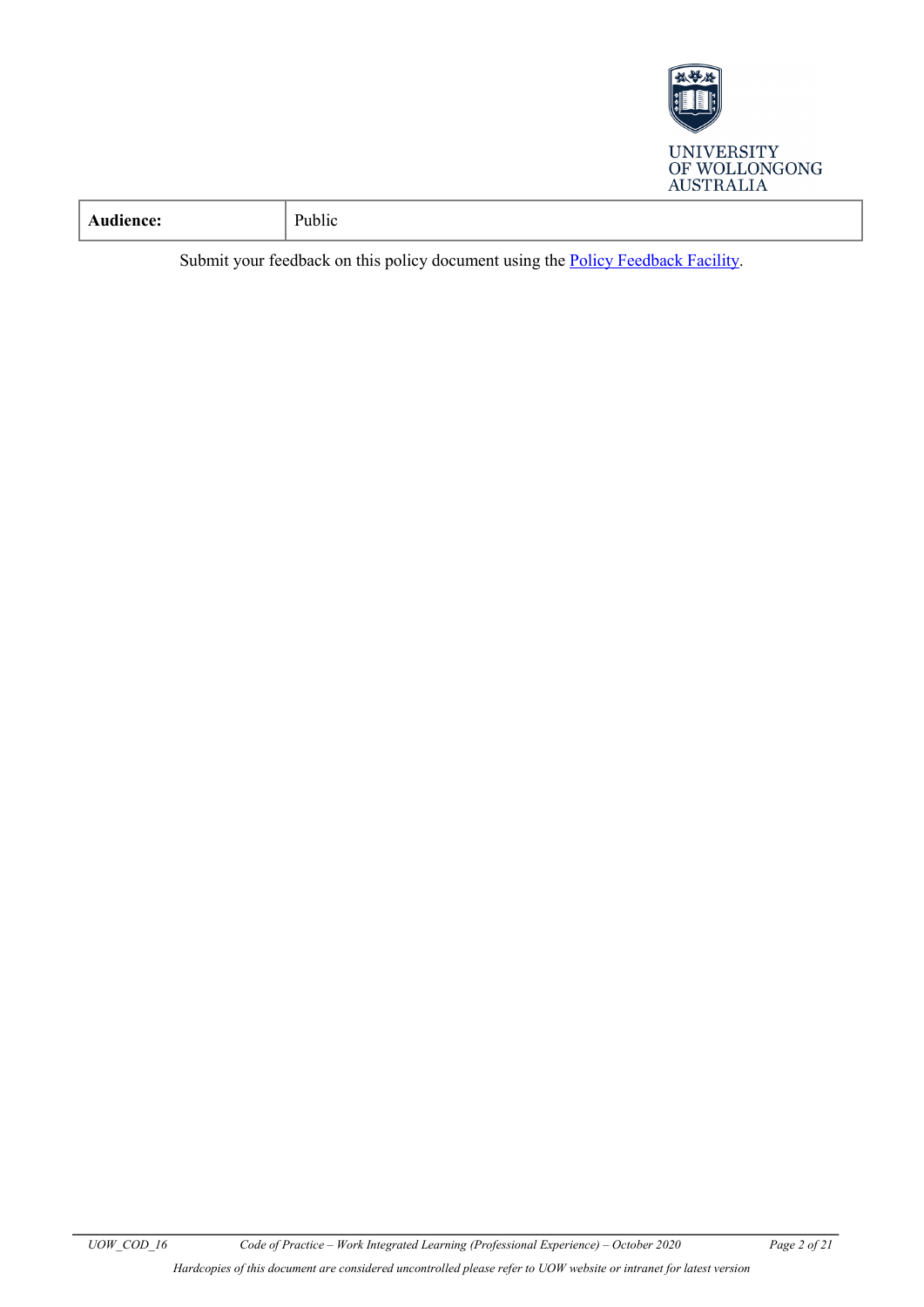| Audience: | Public |
|---|---|

Submit your feedback on this policy document using the Policy Feedback Facility.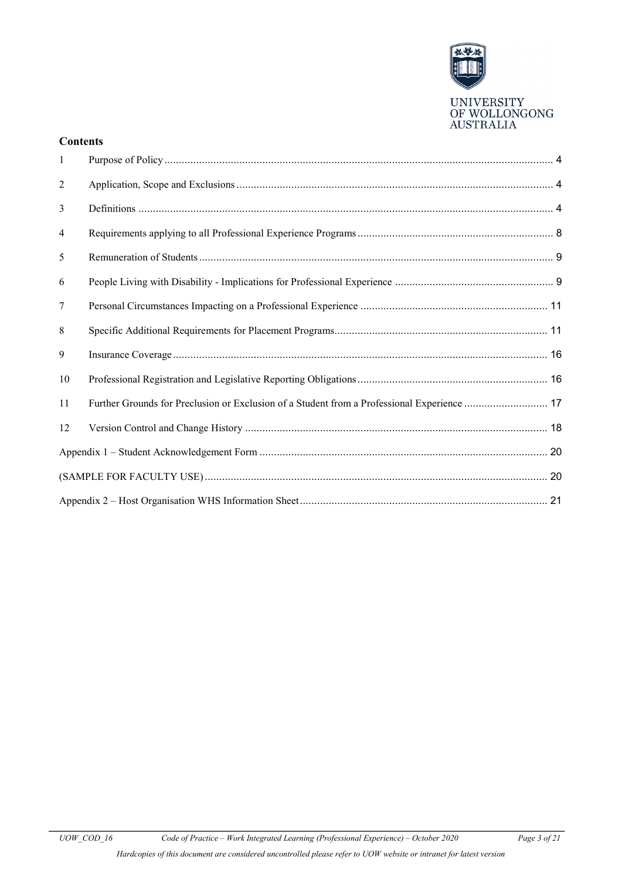**Contents**

| | | |
|---|---|---|
| 1 | Purpose of Policy | 4 |
| 2 | Application, Scope and Exclusions | 4 |
| 3 | Definitions | 4 |
| 4 | Requirements applying to all Professional Experience Programs | 8 |
| 5 | Remuneration of Students | 9 |
| 6 | People Living with Disability - Implications for Professional Experience | 9 |
| 7 | Personal Circumstances Impacting on a Professional Experience | 11 |
| 8 | Specific Additional Requirements for Placement Programs | 11 |
| 9 | Insurance Coverage | 16 |
| 10 | Professional Registration and Legislative Reporting Obligations | 16 |
| 11 | Further Grounds for Preclusion or Exclusion of a Student from a Professional Experience | 17 |
| 12 | Version Control and Change History | 18 |
| | Appendix 1 – Student Acknowledgement Form | 20 |
| | (SAMPLE FOR FACULTY USE) | 20 |
| | Appendix 2 – Host Organisation WHS Information Sheet | 21 |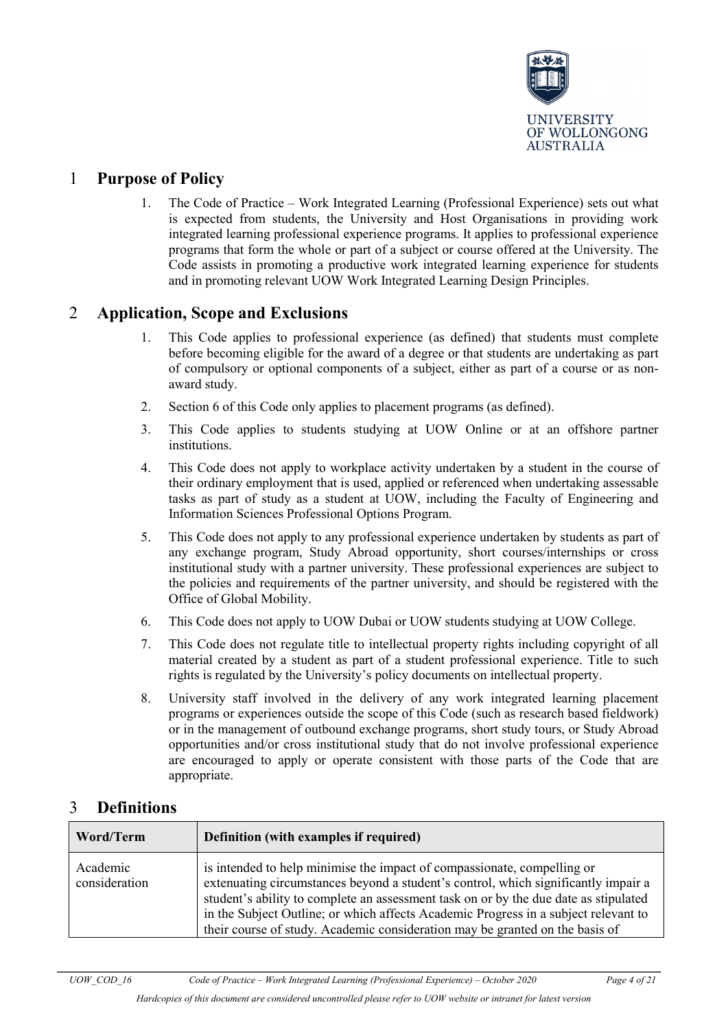## 1 Purpose of Policy

1. The Code of Practice – Work Integrated Learning (Professional Experience) sets out what is expected from students, the University and Host Organisations in providing work integrated learning professional experience programs. It applies to professional experience programs that form the whole or part of a subject or course offered at the University. The Code assists in promoting a productive work integrated learning experience for students and in promoting relevant UOW Work Integrated Learning Design Principles.

## 2 Application, Scope and Exclusions

1. This Code applies to professional experience (as defined) that students must complete before becoming eligible for the award of a degree or that students are undertaking as part of compulsory or optional components of a subject, either as part of a course or as non-award study.
2. Section 6 of this Code only applies to placement programs (as defined).
3. This Code applies to students studying at UOW Online or at an offshore partner institutions.
4. This Code does not apply to workplace activity undertaken by a student in the course of their ordinary employment that is used, applied or referenced when undertaking assessable tasks as part of study as a student at UOW, including the Faculty of Engineering and Information Sciences Professional Options Program.
5. This Code does not apply to any professional experience undertaken by students as part of any exchange program, Study Abroad opportunity, short courses/internships or cross institutional study with a partner university. These professional experiences are subject to the policies and requirements of the partner university, and should be registered with the Office of Global Mobility.
6. This Code does not apply to UOW Dubai or UOW students studying at UOW College.
7. This Code does not regulate title to intellectual property rights including copyright of all material created by a student as part of a student professional experience. Title to such rights is regulated by the University's policy documents on intellectual property.
8. University staff involved in the delivery of any work integrated learning placement programs or experiences outside the scope of this Code (such as research based fieldwork) or in the management of outbound exchange programs, short study tours, or Study Abroad opportunities and/or cross institutional study that do not involve professional experience are encouraged to apply or operate consistent with those parts of the Code that are appropriate.

## 3 Definitions

| Word/Term | Definition (with examples if required) |
|---|---|
| Academic consideration | is intended to help minimise the impact of compassionate, compelling or extenuating circumstances beyond a student's control, which significantly impair a student's ability to complete an assessment task on or by the due date as stipulated in the Subject Outline; or which affects Academic Progress in a subject relevant to their course of study. Academic consideration may be granted on the basis of |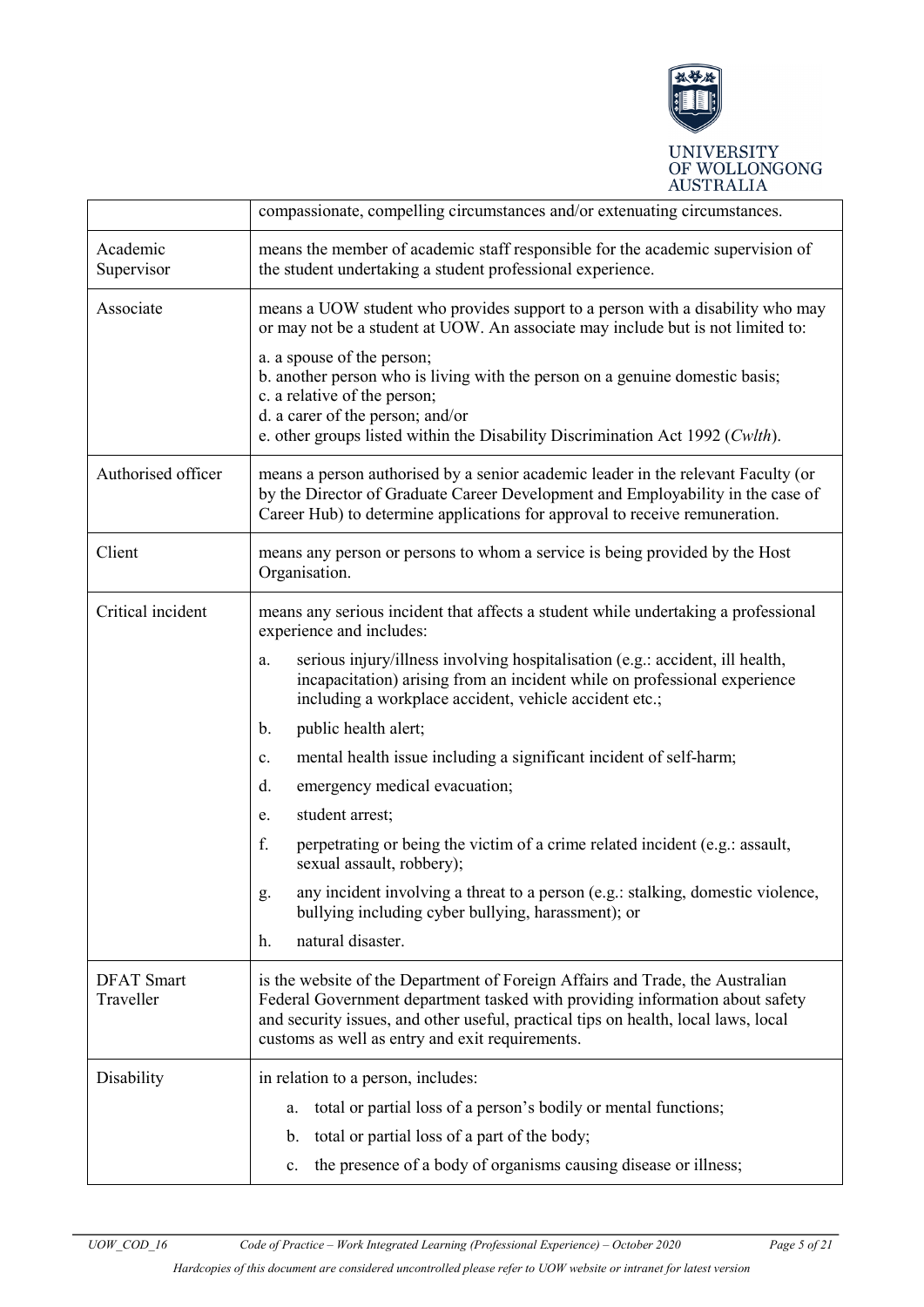| | |
|---|---|
| | compassionate, compelling circumstances and/or extenuating circumstances. |
| Academic Supervisor | means the member of academic staff responsible for the academic supervision of the student undertaking a student professional experience. |
| Associate | means a UOW student who provides support to a person with a disability who may or may not be a student at UOW. An associate may include but is not limited to:<br>a. a spouse of the person;<br>b. another person who is living with the person on a genuine domestic basis;<br>c. a relative of the person;<br>d. a carer of the person; and/or<br>e. other groups listed within the Disability Discrimination Act 1992 (*Cwlth*). |
| Authorised officer | means a person authorised by a senior academic leader in the relevant Faculty (or by the Director of Graduate Career Development and Employability in the case of Career Hub) to determine applications for approval to receive remuneration. |
| Client | means any person or persons to whom a service is being provided by the Host Organisation. |
| Critical incident | means any serious incident that affects a student while undertaking a professional experience and includes:<br>a. serious injury/illness involving hospitalisation (e.g.: accident, ill health, incapacitation) arising from an incident while on professional experience including a workplace accident, vehicle accident etc.;<br>b. public health alert;<br>c. mental health issue including a significant incident of self-harm;<br>d. emergency medical evacuation;<br>e. student arrest;<br>f. perpetrating or being the victim of a crime related incident (e.g.: assault, sexual assault, robbery);<br>g. any incident involving a threat to a person (e.g.: stalking, domestic violence, bullying including cyber bullying, harassment); or<br>h. natural disaster. |
| DFAT Smart Traveller | is the website of the Department of Foreign Affairs and Trade, the Australian Federal Government department tasked with providing information about safety and security issues, and other useful, practical tips on health, local laws, local customs as well as entry and exit requirements. |
| Disability | in relation to a person, includes:<br>a. total or partial loss of a person's bodily or mental functions;<br>b. total or partial loss of a part of the body;<br>c. the presence of a body of organisms causing disease or illness; |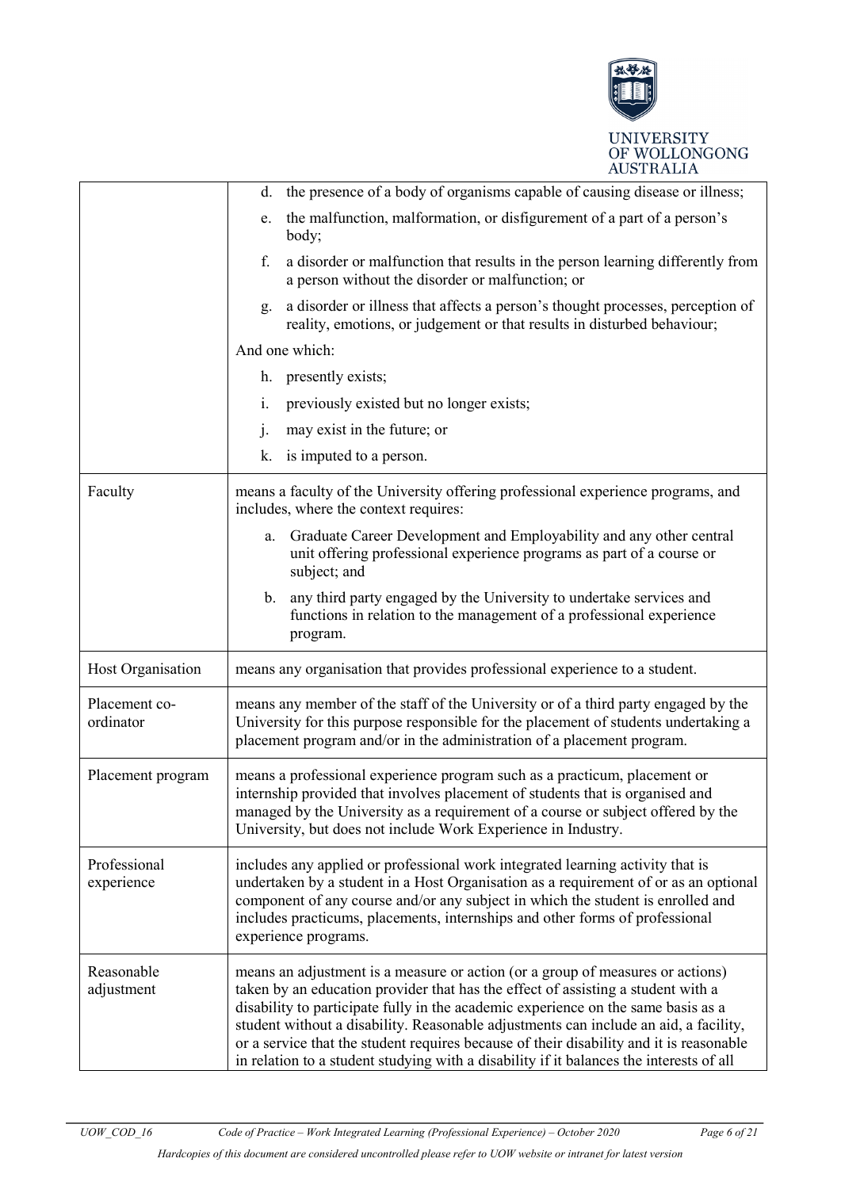| | |
|---|---|
| | d. the presence of a body of organisms capable of causing disease or illness;<br>e. the malfunction, malformation, or disfigurement of a part of a person's body;<br>f. a disorder or malfunction that results in the person learning differently from a person without the disorder or malfunction; or<br>g. a disorder or illness that affects a person's thought processes, perception of reality, emotions, or judgement or that results in disturbed behaviour;<br>And one which:<br>h. presently exists;<br>i. previously existed but no longer exists;<br>j. may exist in the future; or<br>k. is imputed to a person. |
| Faculty | means a faculty of the University offering professional experience programs, and includes, where the context requires:<br>a. Graduate Career Development and Employability and any other central unit offering professional experience programs as part of a course or subject; and<br>b. any third party engaged by the University to undertake services and functions in relation to the management of a professional experience program. |
| Host Organisation | means any organisation that provides professional experience to a student. |
| Placement co-ordinator | means any member of the staff of the University or of a third party engaged by the University for this purpose responsible for the placement of students undertaking a placement program and/or in the administration of a placement program. |
| Placement program | means a professional experience program such as a practicum, placement or internship provided that involves placement of students that is organised and managed by the University as a requirement of a course or subject offered by the University, but does not include Work Experience in Industry. |
| Professional experience | includes any applied or professional work integrated learning activity that is undertaken by a student in a Host Organisation as a requirement of or as an optional component of any course and/or any subject in which the student is enrolled and includes practicums, placements, internships and other forms of professional experience programs. |
| Reasonable adjustment | means an adjustment is a measure or action (or a group of measures or actions) taken by an education provider that has the effect of assisting a student with a disability to participate fully in the academic experience on the same basis as a student without a disability. Reasonable adjustments can include an aid, a facility, or a service that the student requires because of their disability and it is reasonable in relation to a student studying with a disability if it balances the interests of all |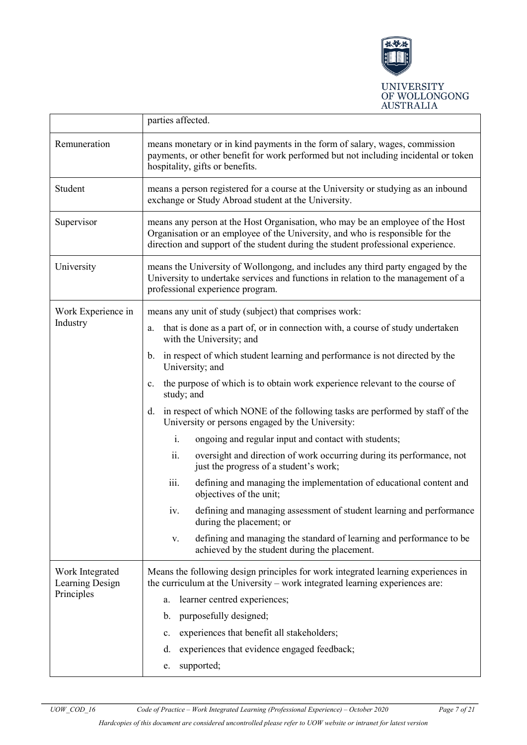| | |
|---|---|
| | parties affected. |
| Remuneration | means monetary or in kind payments in the form of salary, wages, commission payments, or other benefit for work performed but not including incidental or token hospitality, gifts or benefits. |
| Student | means a person registered for a course at the University or studying as an inbound exchange or Study Abroad student at the University. |
| Supervisor | means any person at the Host Organisation, who may be an employee of the Host Organisation or an employee of the University, and who is responsible for the direction and support of the student during the student professional experience. |
| University | means the University of Wollongong, and includes any third party engaged by the University to undertake services and functions in relation to the management of a professional experience program. |
| Work Experience in Industry | means any unit of study (subject) that comprises work:<br>a. that is done as a part of, or in connection with, a course of study undertaken with the University; and<br>b. in respect of which student learning and performance is not directed by the University; and<br>c. the purpose of which is to obtain work experience relevant to the course of study; and<br>d. in respect of which NONE of the following tasks are performed by staff of the University or persons engaged by the University:<br>i. ongoing and regular input and contact with students;<br>ii. oversight and direction of work occurring during its performance, not just the progress of a student's work;<br>iii. defining and managing the implementation of educational content and objectives of the unit;<br>iv. defining and managing assessment of student learning and performance during the placement; or<br>v. defining and managing the standard of learning and performance to be achieved by the student during the placement. |
| Work Integrated Learning Design Principles | Means the following design principles for work integrated learning experiences in the curriculum at the University – work integrated learning experiences are:<br>a. learner centred experiences;<br>b. purposefully designed;<br>c. experiences that benefit all stakeholders;<br>d. experiences that evidence engaged feedback;<br>e. supported; |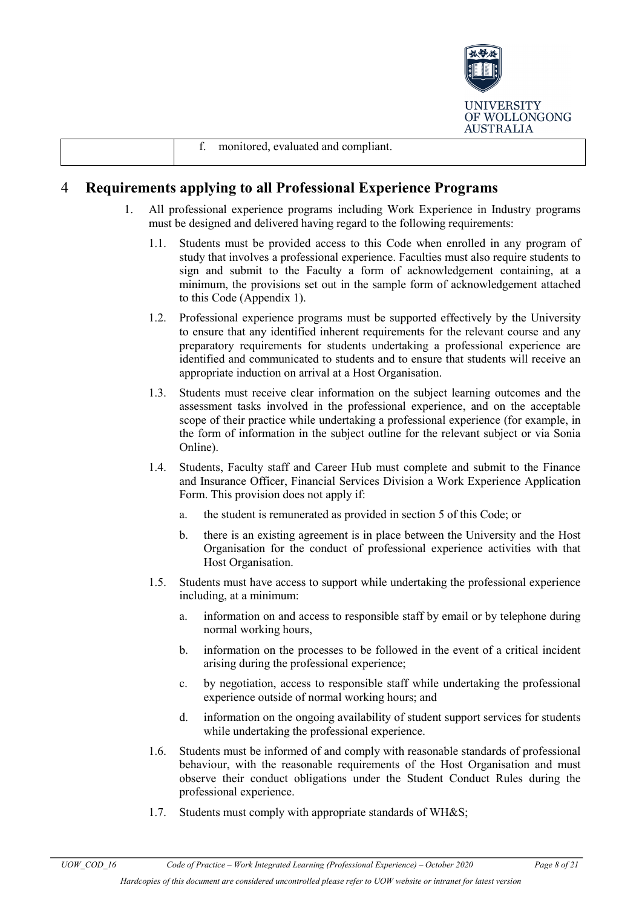| | f. monitored, evaluated and compliant. |
|---|---|

## 4 Requirements applying to all Professional Experience Programs

1. All professional experience programs including Work Experience in Industry programs must be designed and delivered having regard to the following requirements:

   1.1. Students must be provided access to this Code when enrolled in any program of study that involves a professional experience. Faculties must also require students to sign and submit to the Faculty a form of acknowledgement containing, at a minimum, the provisions set out in the sample form of acknowledgement attached to this Code (Appendix 1).

   1.2. Professional experience programs must be supported effectively by the University to ensure that any identified inherent requirements for the relevant course and any preparatory requirements for students undertaking a professional experience are identified and communicated to students and to ensure that students will receive an appropriate induction on arrival at a Host Organisation.

   1.3. Students must receive clear information on the subject learning outcomes and the assessment tasks involved in the professional experience, and on the acceptable scope of their practice while undertaking a professional experience (for example, in the form of information in the subject outline for the relevant subject or via Sonia Online).

   1.4. Students, Faculty staff and Career Hub must complete and submit to the Finance and Insurance Officer, Financial Services Division a Work Experience Application Form. This provision does not apply if:

      a. the student is remunerated as provided in section 5 of this Code; or

      b. there is an existing agreement is in place between the University and the Host Organisation for the conduct of professional experience activities with that Host Organisation.

   1.5. Students must have access to support while undertaking the professional experience including, at a minimum:

      a. information on and access to responsible staff by email or by telephone during normal working hours,

      b. information on the processes to be followed in the event of a critical incident arising during the professional experience;

      c. by negotiation, access to responsible staff while undertaking the professional experience outside of normal working hours; and

      d. information on the ongoing availability of student support services for students while undertaking the professional experience.

   1.6. Students must be informed of and comply with reasonable standards of professional behaviour, with the reasonable requirements of the Host Organisation and must observe their conduct obligations under the Student Conduct Rules during the professional experience.

   1.7. Students must comply with appropriate standards of WH&S;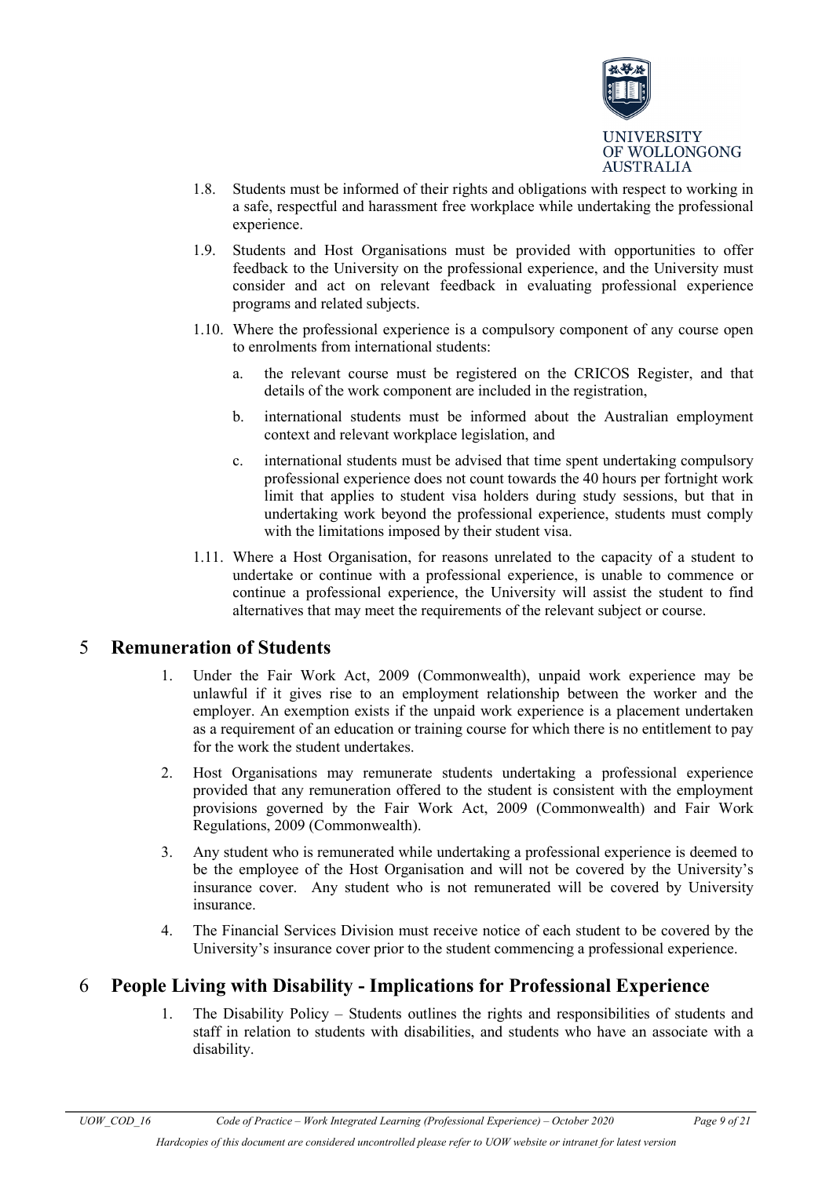1.8. Students must be informed of their rights and obligations with respect to working in a safe, respectful and harassment free workplace while undertaking the professional experience.

1.9. Students and Host Organisations must be provided with opportunities to offer feedback to the University on the professional experience, and the University must consider and act on relevant feedback in evaluating professional experience programs and related subjects.

1.10. Where the professional experience is a compulsory component of any course open to enrolments from international students:

a. the relevant course must be registered on the CRICOS Register, and that details of the work component are included in the registration,

b. international students must be informed about the Australian employment context and relevant workplace legislation, and

c. international students must be advised that time spent undertaking compulsory professional experience does not count towards the 40 hours per fortnight work limit that applies to student visa holders during study sessions, but that in undertaking work beyond the professional experience, students must comply with the limitations imposed by their student visa.

1.11. Where a Host Organisation, for reasons unrelated to the capacity of a student to undertake or continue with a professional experience, is unable to commence or continue a professional experience, the University will assist the student to find alternatives that may meet the requirements of the relevant subject or course.

# 5 Remuneration of Students

1. Under the Fair Work Act, 2009 (Commonwealth), unpaid work experience may be unlawful if it gives rise to an employment relationship between the worker and the employer. An exemption exists if the unpaid work experience is a placement undertaken as a requirement of an education or training course for which there is no entitlement to pay for the work the student undertakes.
2. Host Organisations may remunerate students undertaking a professional experience provided that any remuneration offered to the student is consistent with the employment provisions governed by the Fair Work Act, 2009 (Commonwealth) and Fair Work Regulations, 2009 (Commonwealth).
3. Any student who is remunerated while undertaking a professional experience is deemed to be the employee of the Host Organisation and will not be covered by the University's insurance cover. Any student who is not remunerated will be covered by University insurance.
4. The Financial Services Division must receive notice of each student to be covered by the University's insurance cover prior to the student commencing a professional experience.

# 6 People Living with Disability - Implications for Professional Experience

1. The Disability Policy – Students outlines the rights and responsibilities of students and staff in relation to students with disabilities, and students who have an associate with a disability.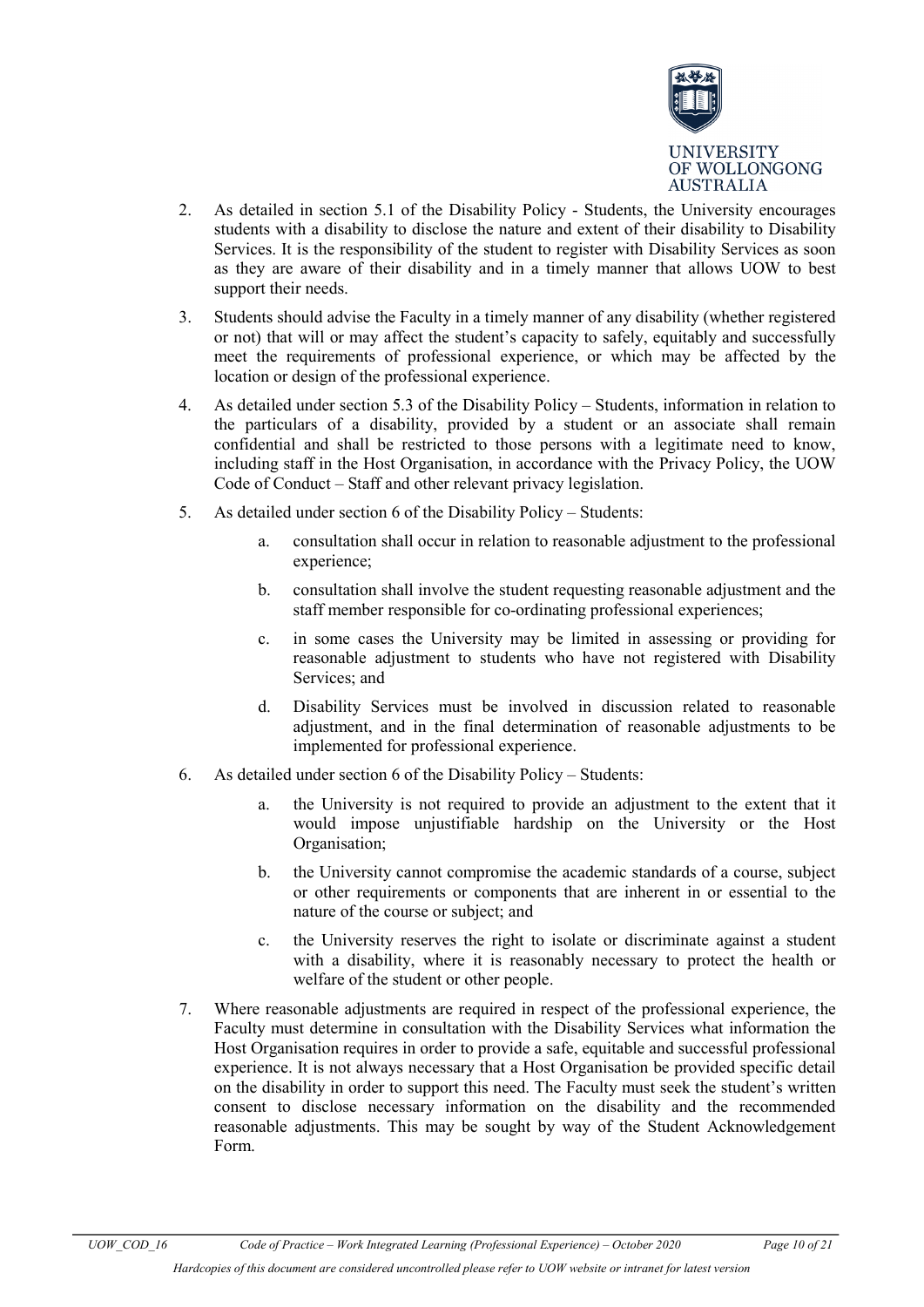2. As detailed in section 5.1 of the Disability Policy - Students, the University encourages students with a disability to disclose the nature and extent of their disability to Disability Services. It is the responsibility of the student to register with Disability Services as soon as they are aware of their disability and in a timely manner that allows UOW to best support their needs.

3. Students should advise the Faculty in a timely manner of any disability (whether registered or not) that will or may affect the student's capacity to safely, equitably and successfully meet the requirements of professional experience, or which may be affected by the location or design of the professional experience.

4. As detailed under section 5.3 of the Disability Policy – Students, information in relation to the particulars of a disability, provided by a student or an associate shall remain confidential and shall be restricted to those persons with a legitimate need to know, including staff in the Host Organisation, in accordance with the Privacy Policy, the UOW Code of Conduct – Staff and other relevant privacy legislation.

5. As detailed under section 6 of the Disability Policy – Students:

   a. consultation shall occur in relation to reasonable adjustment to the professional experience;

   b. consultation shall involve the student requesting reasonable adjustment and the staff member responsible for co-ordinating professional experiences;

   c. in some cases the University may be limited in assessing or providing for reasonable adjustment to students who have not registered with Disability Services; and

   d. Disability Services must be involved in discussion related to reasonable adjustment, and in the final determination of reasonable adjustments to be implemented for professional experience.

6. As detailed under section 6 of the Disability Policy – Students:

   a. the University is not required to provide an adjustment to the extent that it would impose unjustifiable hardship on the University or the Host Organisation;

   b. the University cannot compromise the academic standards of a course, subject or other requirements or components that are inherent in or essential to the nature of the course or subject; and

   c. the University reserves the right to isolate or discriminate against a student with a disability, where it is reasonably necessary to protect the health or welfare of the student or other people.

7. Where reasonable adjustments are required in respect of the professional experience, the Faculty must determine in consultation with the Disability Services what information the Host Organisation requires in order to provide a safe, equitable and successful professional experience. It is not always necessary that a Host Organisation be provided specific detail on the disability in order to support this need. The Faculty must seek the student's written consent to disclose necessary information on the disability and the recommended reasonable adjustments. This may be sought by way of the Student Acknowledgement Form.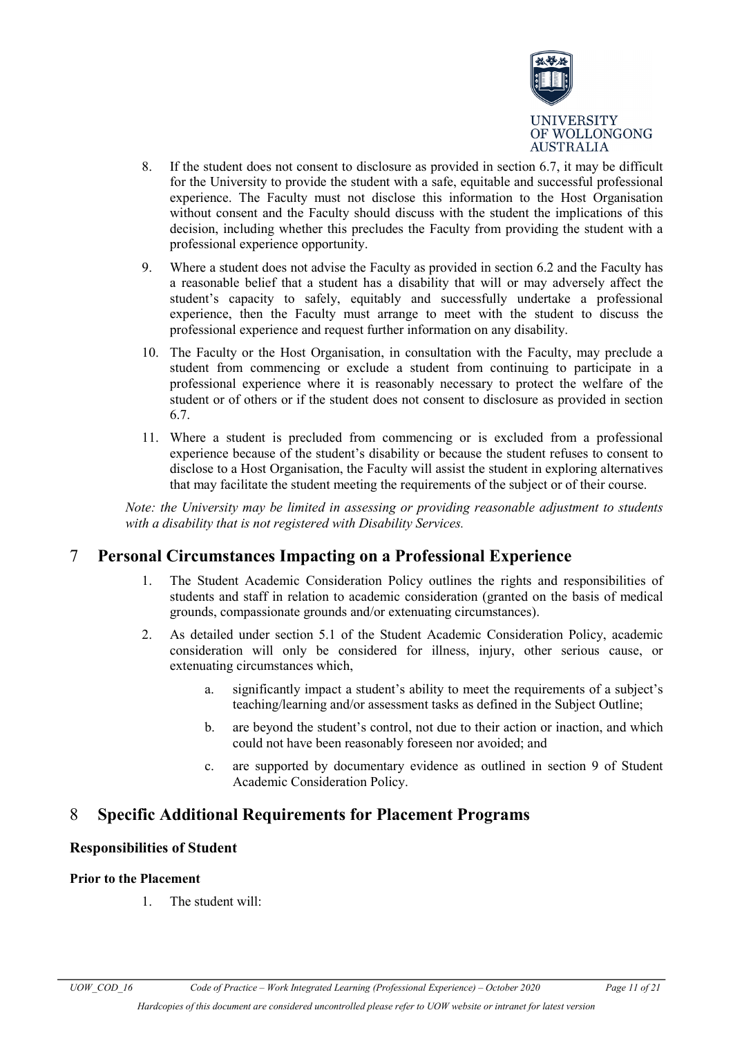8. If the student does not consent to disclosure as provided in section 6.7, it may be difficult for the University to provide the student with a safe, equitable and successful professional experience. The Faculty must not disclose this information to the Host Organisation without consent and the Faculty should discuss with the student the implications of this decision, including whether this precludes the Faculty from providing the student with a professional experience opportunity.
9. Where a student does not advise the Faculty as provided in section 6.2 and the Faculty has a reasonable belief that a student has a disability that will or may adversely affect the student's capacity to safely, equitably and successfully undertake a professional experience, then the Faculty must arrange to meet with the student to discuss the professional experience and request further information on any disability.
10. The Faculty or the Host Organisation, in consultation with the Faculty, may preclude a student from commencing or exclude a student from continuing to participate in a professional experience where it is reasonably necessary to protect the welfare of the student or of others or if the student does not consent to disclosure as provided in section 6.7.
11. Where a student is precluded from commencing or is excluded from a professional experience because of the student's disability or because the student refuses to consent to disclose to a Host Organisation, the Faculty will assist the student in exploring alternatives that may facilitate the student meeting the requirements of the subject or of their course.

*Note: the University may be limited in assessing or providing reasonable adjustment to students with a disability that is not registered with Disability Services.*

## 7 Personal Circumstances Impacting on a Professional Experience

1. The Student Academic Consideration Policy outlines the rights and responsibilities of students and staff in relation to academic consideration (granted on the basis of medical grounds, compassionate grounds and/or extenuating circumstances).
2. As detailed under section 5.1 of the Student Academic Consideration Policy, academic consideration will only be considered for illness, injury, other serious cause, or extenuating circumstances which,
   a. significantly impact a student's ability to meet the requirements of a subject's teaching/learning and/or assessment tasks as defined in the Subject Outline;
   b. are beyond the student's control, not due to their action or inaction, and which could not have been reasonably foreseen nor avoided; and
   c. are supported by documentary evidence as outlined in section 9 of Student Academic Consideration Policy.

## 8 Specific Additional Requirements for Placement Programs

### Responsibilities of Student

#### Prior to the Placement

1. The student will: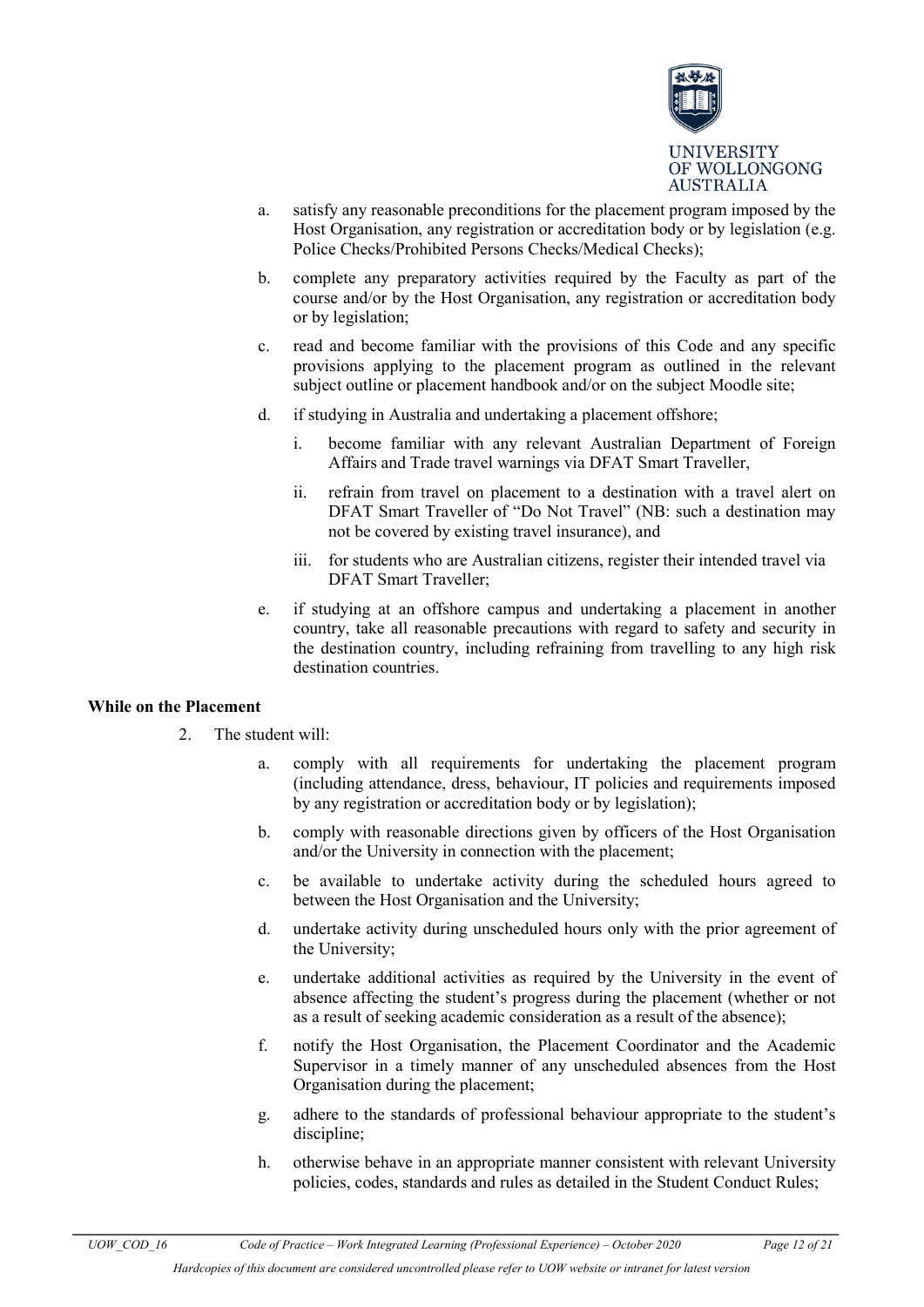a. satisfy any reasonable preconditions for the placement program imposed by the Host Organisation, any registration or accreditation body or by legislation (e.g. Police Checks/Prohibited Persons Checks/Medical Checks);

b. complete any preparatory activities required by the Faculty as part of the course and/or by the Host Organisation, any registration or accreditation body or by legislation;

c. read and become familiar with the provisions of this Code and any specific provisions applying to the placement program as outlined in the relevant subject outline or placement handbook and/or on the subject Moodle site;

d. if studying in Australia and undertaking a placement offshore;

    i. become familiar with any relevant Australian Department of Foreign Affairs and Trade travel warnings via DFAT Smart Traveller,

    ii. refrain from travel on placement to a destination with a travel alert on DFAT Smart Traveller of "Do Not Travel" (NB: such a destination may not be covered by existing travel insurance), and

    iii. for students who are Australian citizens, register their intended travel via DFAT Smart Traveller;

e. if studying at an offshore campus and undertaking a placement in another country, take all reasonable precautions with regard to safety and security in the destination country, including refraining from travelling to any high risk destination countries.

**While on the Placement**

2. The student will:

    a. comply with all requirements for undertaking the placement program (including attendance, dress, behaviour, IT policies and requirements imposed by any registration or accreditation body or by legislation);

    b. comply with reasonable directions given by officers of the Host Organisation and/or the University in connection with the placement;

    c. be available to undertake activity during the scheduled hours agreed to between the Host Organisation and the University;

    d. undertake activity during unscheduled hours only with the prior agreement of the University;

    e. undertake additional activities as required by the University in the event of absence affecting the student's progress during the placement (whether or not as a result of seeking academic consideration as a result of the absence);

    f. notify the Host Organisation, the Placement Coordinator and the Academic Supervisor in a timely manner of any unscheduled absences from the Host Organisation during the placement;

    g. adhere to the standards of professional behaviour appropriate to the student's discipline;

    h. otherwise behave in an appropriate manner consistent with relevant University policies, codes, standards and rules as detailed in the Student Conduct Rules;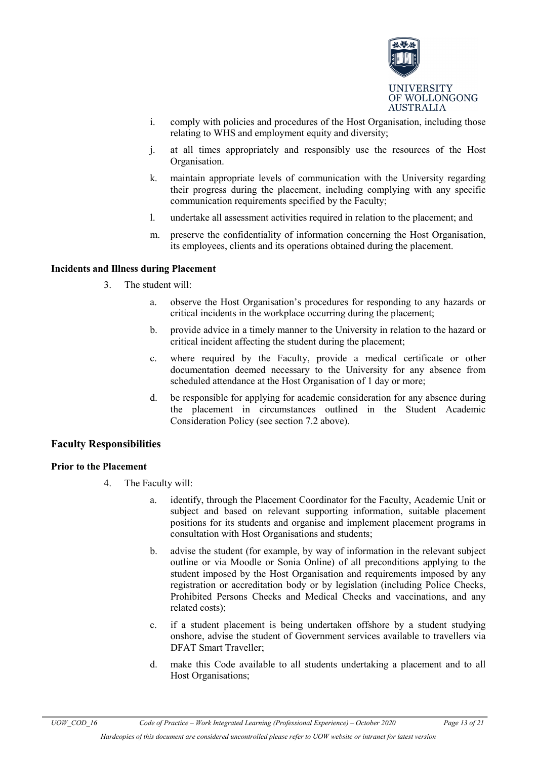i. comply with policies and procedures of the Host Organisation, including those relating to WHS and employment equity and diversity;

j. at all times appropriately and responsibly use the resources of the Host Organisation.

k. maintain appropriate levels of communication with the University regarding their progress during the placement, including complying with any specific communication requirements specified by the Faculty;

l. undertake all assessment activities required in relation to the placement; and

m. preserve the confidentiality of information concerning the Host Organisation, its employees, clients and its operations obtained during the placement.

**Incidents and Illness during Placement**

3. The student will:

   a. observe the Host Organisation's procedures for responding to any hazards or critical incidents in the workplace occurring during the placement;

   b. provide advice in a timely manner to the University in relation to the hazard or critical incident affecting the student during the placement;

   c. where required by the Faculty, provide a medical certificate or other documentation deemed necessary to the University for any absence from scheduled attendance at the Host Organisation of 1 day or more;

   d. be responsible for applying for academic consideration for any absence during the placement in circumstances outlined in the Student Academic Consideration Policy (see section 7.2 above).

## Faculty Responsibilities

**Prior to the Placement**

4. The Faculty will:

   a. identify, through the Placement Coordinator for the Faculty, Academic Unit or subject and based on relevant supporting information, suitable placement positions for its students and organise and implement placement programs in consultation with Host Organisations and students;

   b. advise the student (for example, by way of information in the relevant subject outline or via Moodle or Sonia Online) of all preconditions applying to the student imposed by the Host Organisation and requirements imposed by any registration or accreditation body or by legislation (including Police Checks, Prohibited Persons Checks and Medical Checks and vaccinations, and any related costs);

   c. if a student placement is being undertaken offshore by a student studying onshore, advise the student of Government services available to travellers via DFAT Smart Traveller;

   d. make this Code available to all students undertaking a placement and to all Host Organisations;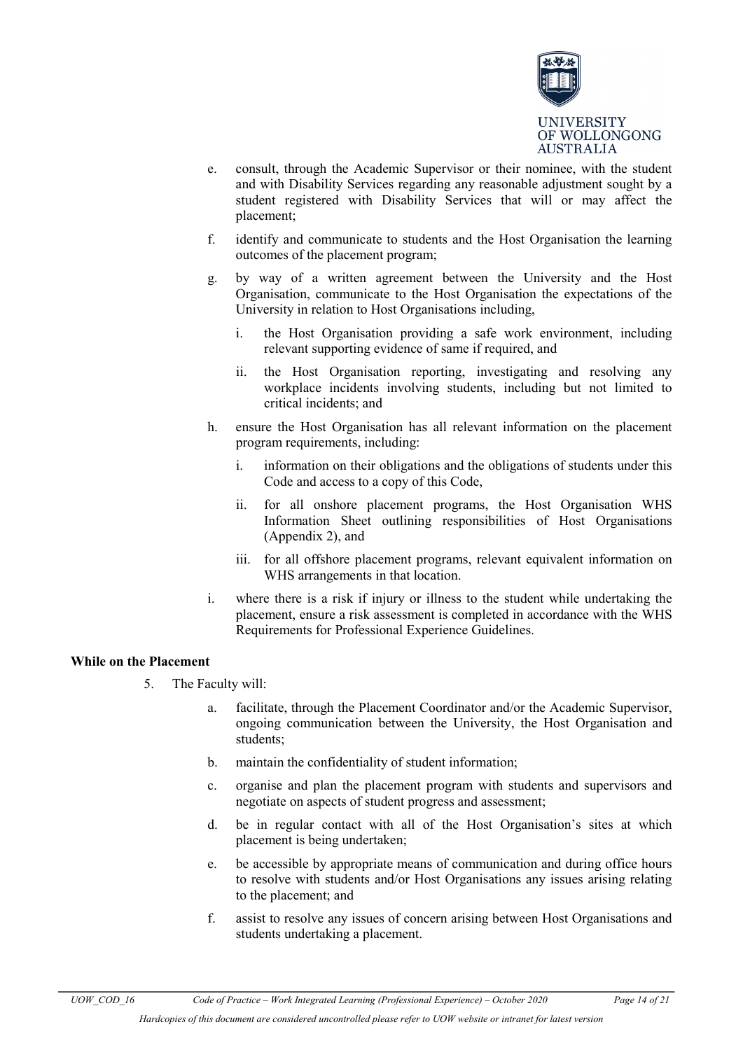e. consult, through the Academic Supervisor or their nominee, with the student and with Disability Services regarding any reasonable adjustment sought by a student registered with Disability Services that will or may affect the placement;

f. identify and communicate to students and the Host Organisation the learning outcomes of the placement program;

g. by way of a written agreement between the University and the Host Organisation, communicate to the Host Organisation the expectations of the University in relation to Host Organisations including,

   i. the Host Organisation providing a safe work environment, including relevant supporting evidence of same if required, and

   ii. the Host Organisation reporting, investigating and resolving any workplace incidents involving students, including but not limited to critical incidents; and

h. ensure the Host Organisation has all relevant information on the placement program requirements, including:

   i. information on their obligations and the obligations of students under this Code and access to a copy of this Code,

   ii. for all onshore placement programs, the Host Organisation WHS Information Sheet outlining responsibilities of Host Organisations (Appendix 2), and

   iii. for all offshore placement programs, relevant equivalent information on WHS arrangements in that location.

i. where there is a risk if injury or illness to the student while undertaking the placement, ensure a risk assessment is completed in accordance with the WHS Requirements for Professional Experience Guidelines.

**While on the Placement**

5. The Faculty will:

   a. facilitate, through the Placement Coordinator and/or the Academic Supervisor, ongoing communication between the University, the Host Organisation and students;

   b. maintain the confidentiality of student information;

   c. organise and plan the placement program with students and supervisors and negotiate on aspects of student progress and assessment;

   d. be in regular contact with all of the Host Organisation's sites at which placement is being undertaken;

   e. be accessible by appropriate means of communication and during office hours to resolve with students and/or Host Organisations any issues arising relating to the placement; and

   f. assist to resolve any issues of concern arising between Host Organisations and students undertaking a placement.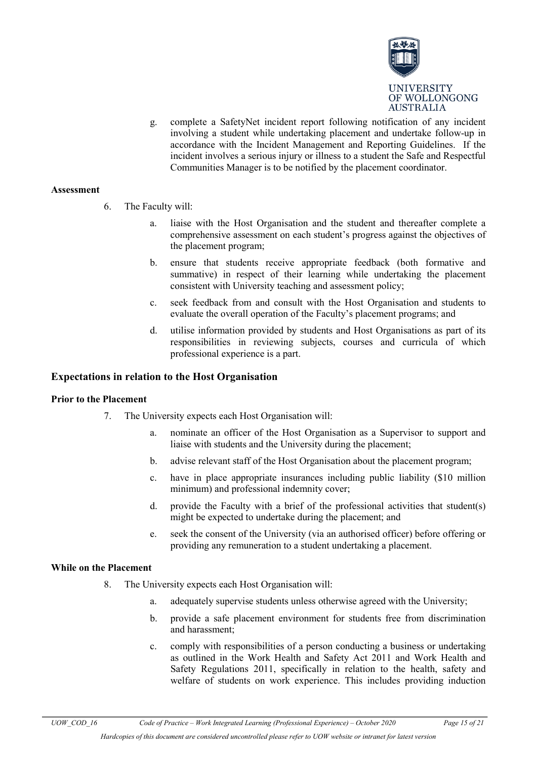g. complete a SafetyNet incident report following notification of any incident involving a student while undertaking placement and undertake follow-up in accordance with the Incident Management and Reporting Guidelines. If the incident involves a serious injury or illness to a student the Safe and Respectful Communities Manager is to be notified by the placement coordinator.

**Assessment**

6. The Faculty will:

   a. liaise with the Host Organisation and the student and thereafter complete a comprehensive assessment on each student's progress against the objectives of the placement program;

   b. ensure that students receive appropriate feedback (both formative and summative) in respect of their learning while undertaking the placement consistent with University teaching and assessment policy;

   c. seek feedback from and consult with the Host Organisation and students to evaluate the overall operation of the Faculty's placement programs; and

   d. utilise information provided by students and Host Organisations as part of its responsibilities in reviewing subjects, courses and curricula of which professional experience is a part.

## Expectations in relation to the Host Organisation

**Prior to the Placement**

7. The University expects each Host Organisation will:

   a. nominate an officer of the Host Organisation as a Supervisor to support and liaise with students and the University during the placement;

   b. advise relevant staff of the Host Organisation about the placement program;

   c. have in place appropriate insurances including public liability ($10 million minimum) and professional indemnity cover;

   d. provide the Faculty with a brief of the professional activities that student(s) might be expected to undertake during the placement; and

   e. seek the consent of the University (via an authorised officer) before offering or providing any remuneration to a student undertaking a placement.

**While on the Placement**

8. The University expects each Host Organisation will:

   a. adequately supervise students unless otherwise agreed with the University;

   b. provide a safe placement environment for students free from discrimination and harassment;

   c. comply with responsibilities of a person conducting a business or undertaking as outlined in the Work Health and Safety Act 2011 and Work Health and Safety Regulations 2011, specifically in relation to the health, safety and welfare of students on work experience. This includes providing induction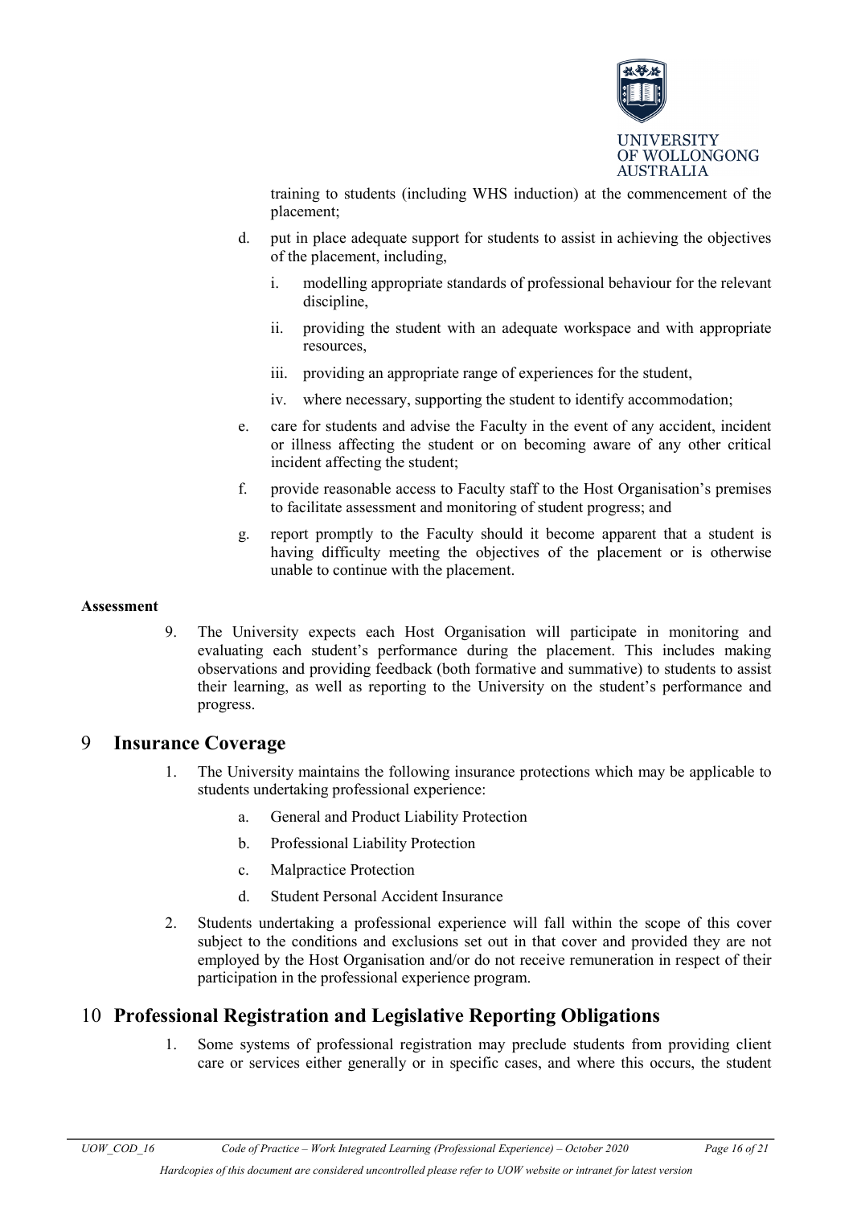training to students (including WHS induction) at the commencement of the placement;

d. put in place adequate support for students to assist in achieving the objectives of the placement, including,

   i. modelling appropriate standards of professional behaviour for the relevant discipline,

   ii. providing the student with an adequate workspace and with appropriate resources,

   iii. providing an appropriate range of experiences for the student,

   iv. where necessary, supporting the student to identify accommodation;

e. care for students and advise the Faculty in the event of any accident, incident or illness affecting the student or on becoming aware of any other critical incident affecting the student;

f. provide reasonable access to Faculty staff to the Host Organisation's premises to facilitate assessment and monitoring of student progress; and

g. report promptly to the Faculty should it become apparent that a student is having difficulty meeting the objectives of the placement or is otherwise unable to continue with the placement.

**Assessment**

9. The University expects each Host Organisation will participate in monitoring and evaluating each student's performance during the placement. This includes making observations and providing feedback (both formative and summative) to students to assist their learning, as well as reporting to the University on the student's performance and progress.

# 9 Insurance Coverage

1. The University maintains the following insurance protections which may be applicable to students undertaking professional experience:

   a. General and Product Liability Protection

   b. Professional Liability Protection

   c. Malpractice Protection

   d. Student Personal Accident Insurance

2. Students undertaking a professional experience will fall within the scope of this cover subject to the conditions and exclusions set out in that cover and provided they are not employed by the Host Organisation and/or do not receive remuneration in respect of their participation in the professional experience program.

# 10 Professional Registration and Legislative Reporting Obligations

1. Some systems of professional registration may preclude students from providing client care or services either generally or in specific cases, and where this occurs, the student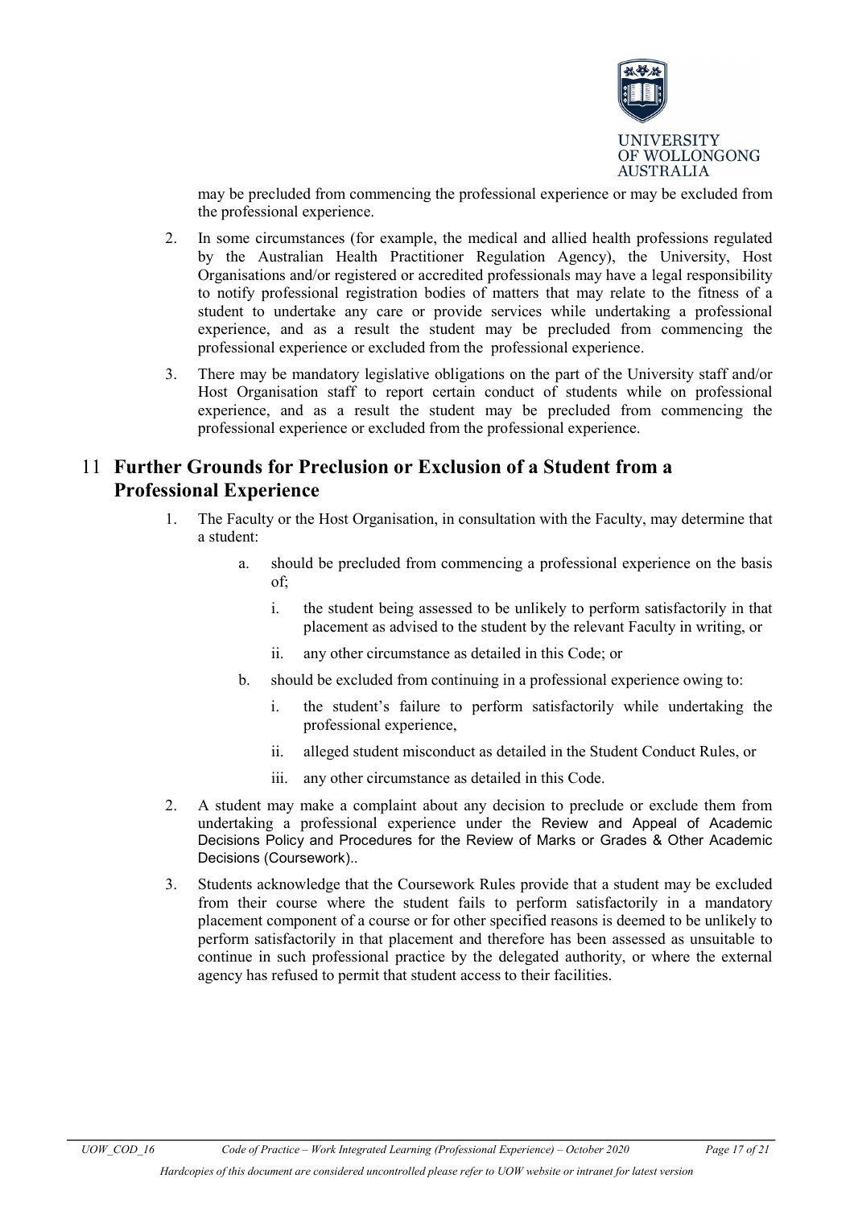may be precluded from commencing the professional experience or may be excluded from the professional experience.

2. In some circumstances (for example, the medical and allied health professions regulated by the Australian Health Practitioner Regulation Agency), the University, Host Organisations and/or registered or accredited professionals may have a legal responsibility to notify professional registration bodies of matters that may relate to the fitness of a student to undertake any care or provide services while undertaking a professional experience, and as a result the student may be precluded from commencing the professional experience or excluded from the professional experience.

3. There may be mandatory legislative obligations on the part of the University staff and/or Host Organisation staff to report certain conduct of students while on professional experience, and as a result the student may be precluded from commencing the professional experience or excluded from the professional experience.

## 11 Further Grounds for Preclusion or Exclusion of a Student from a Professional Experience

1. The Faculty or the Host Organisation, in consultation with the Faculty, may determine that a student:

   a. should be precluded from commencing a professional experience on the basis of;

      i. the student being assessed to be unlikely to perform satisfactorily in that placement as advised to the student by the relevant Faculty in writing, or

      ii. any other circumstance as detailed in this Code; or

   b. should be excluded from continuing in a professional experience owing to:

      i. the student's failure to perform satisfactorily while undertaking the professional experience,

      ii. alleged student misconduct as detailed in the Student Conduct Rules, or

      iii. any other circumstance as detailed in this Code.

2. A student may make a complaint about any decision to preclude or exclude them from undertaking a professional experience under the Review and Appeal of Academic Decisions Policy and Procedures for the Review of Marks or Grades & Other Academic Decisions (Coursework)..

3. Students acknowledge that the Coursework Rules provide that a student may be excluded from their course where the student fails to perform satisfactorily in a mandatory placement component of a course or for other specified reasons is deemed to be unlikely to perform satisfactorily in that placement and therefore has been assessed as unsuitable to continue in such professional practice by the delegated authority, or where the external agency has refused to permit that student access to their facilities.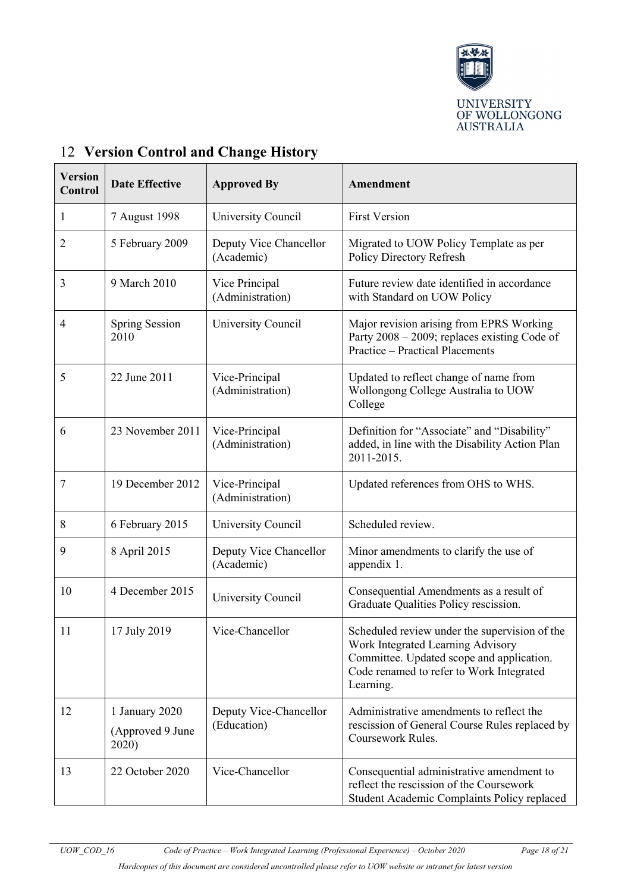## 12 Version Control and Change History

| Version Control | Date Effective | Approved By | Amendment |
|---|---|---|---|
| 1 | 7 August 1998 | University Council | First Version |
| 2 | 5 February 2009 | Deputy Vice Chancellor (Academic) | Migrated to UOW Policy Template as per Policy Directory Refresh |
| 3 | 9 March 2010 | Vice Principal (Administration) | Future review date identified in accordance with Standard on UOW Policy |
| 4 | Spring Session 2010 | University Council | Major revision arising from EPRS Working Party 2008 – 2009; replaces existing Code of Practice – Practical Placements |
| 5 | 22 June 2011 | Vice-Principal (Administration) | Updated to reflect change of name from Wollongong College Australia to UOW College |
| 6 | 23 November 2011 | Vice-Principal (Administration) | Definition for "Associate" and "Disability" added, in line with the Disability Action Plan 2011-2015. |
| 7 | 19 December 2012 | Vice-Principal (Administration) | Updated references from OHS to WHS. |
| 8 | 6 February 2015 | University Council | Scheduled review. |
| 9 | 8 April 2015 | Deputy Vice Chancellor (Academic) | Minor amendments to clarify the use of appendix 1. |
| 10 | 4 December 2015 | University Council | Consequential Amendments as a result of Graduate Qualities Policy rescission. |
| 11 | 17 July 2019 | Vice-Chancellor | Scheduled review under the supervision of the Work Integrated Learning Advisory Committee. Updated scope and application. Code renamed to refer to Work Integrated Learning. |
| 12 | 1 January 2020 (Approved 9 June 2020) | Deputy Vice-Chancellor (Education) | Administrative amendments to reflect the rescission of General Course Rules replaced by Coursework Rules. |
| 13 | 22 October 2020 | Vice-Chancellor | Consequential administrative amendment to reflect the rescission of the Coursework Student Academic Complaints Policy replaced |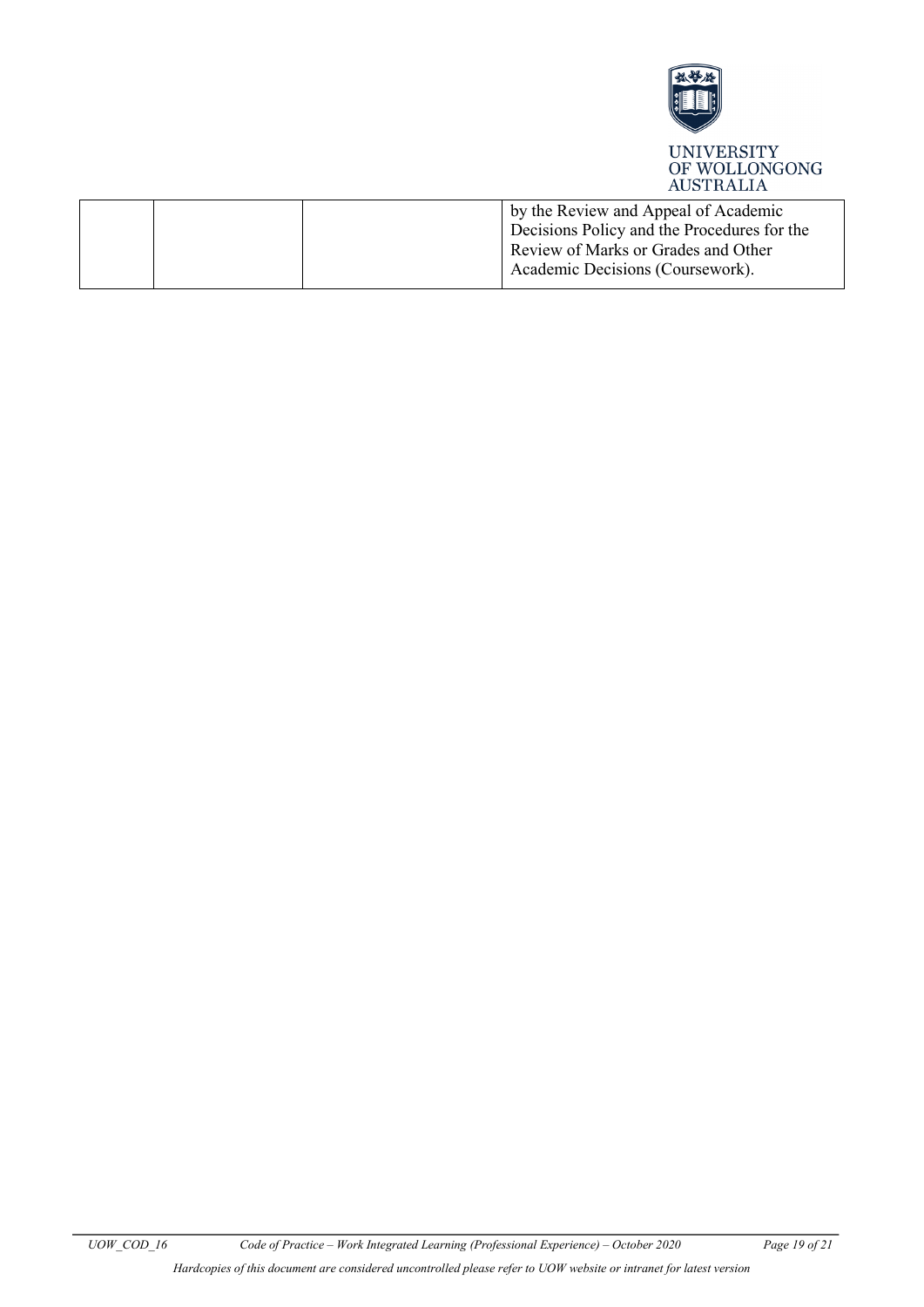| | | | by the Review and Appeal of Academic Decisions Policy and the Procedures for the Review of Marks or Grades and Other Academic Decisions (Coursework). |
|---|---|---|---|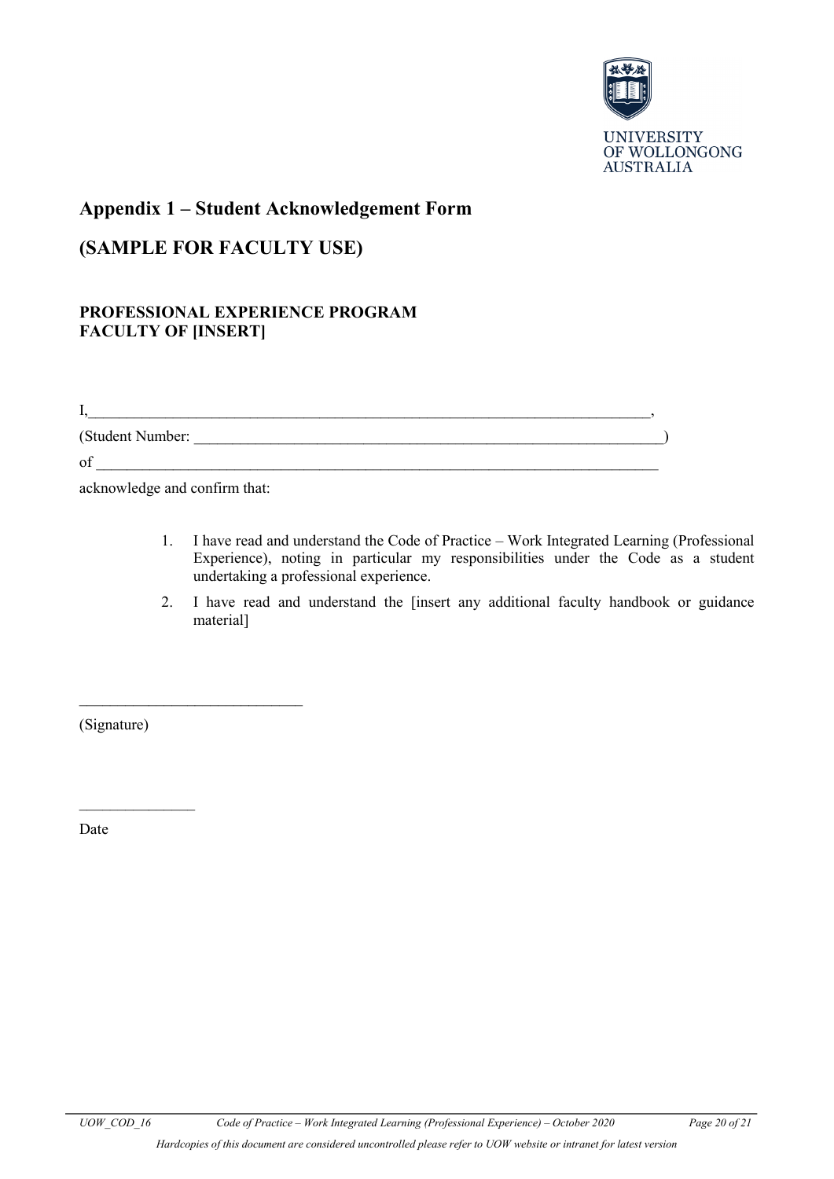## Appendix 1 – Student Acknowledgement Form

## (SAMPLE FOR FACULTY USE)

**PROFESSIONAL EXPERIENCE PROGRAM**
**FACULTY OF [INSERT]**

I,_____________________________________________________________________________,

(Student Number: _______________________________________________________________)

of ____________________________________________________________________________

acknowledge and confirm that:

1. I have read and understand the Code of Practice – Work Integrated Learning (Professional Experience), noting in particular my responsibilities under the Code as a student undertaking a professional experience.
2. I have read and understand the [insert any additional faculty handbook or guidance material]

_____________________________

(Signature)

_______________

Date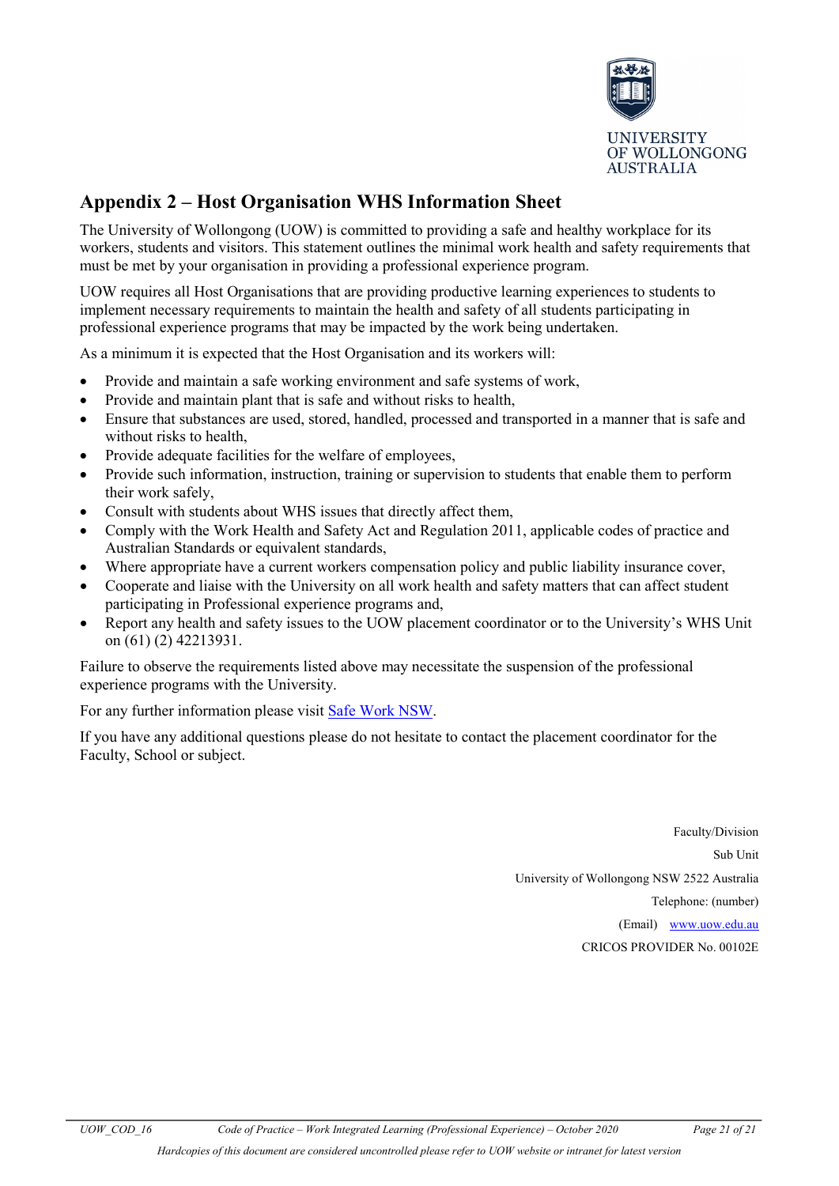## Appendix 2 – Host Organisation WHS Information Sheet

The University of Wollongong (UOW) is committed to providing a safe and healthy workplace for its workers, students and visitors. This statement outlines the minimal work health and safety requirements that must be met by your organisation in providing a professional experience program.

UOW requires all Host Organisations that are providing productive learning experiences to students to implement necessary requirements to maintain the health and safety of all students participating in professional experience programs that may be impacted by the work being undertaken.

As a minimum it is expected that the Host Organisation and its workers will:

- Provide and maintain a safe working environment and safe systems of work,
- Provide and maintain plant that is safe and without risks to health,
- Ensure that substances are used, stored, handled, processed and transported in a manner that is safe and without risks to health,
- Provide adequate facilities for the welfare of employees,
- Provide such information, instruction, training or supervision to students that enable them to perform their work safely,
- Consult with students about WHS issues that directly affect them,
- Comply with the Work Health and Safety Act and Regulation 2011, applicable codes of practice and Australian Standards or equivalent standards,
- Where appropriate have a current workers compensation policy and public liability insurance cover,
- Cooperate and liaise with the University on all work health and safety matters that can affect student participating in Professional experience programs and,
- Report any health and safety issues to the UOW placement coordinator or to the University's WHS Unit on (61) (2) 42213931.

Failure to observe the requirements listed above may necessitate the suspension of the professional experience programs with the University.

For any further information please visit Safe Work NSW.

If you have any additional questions please do not hesitate to contact the placement coordinator for the Faculty, School or subject.

Faculty/Division

Sub Unit

University of Wollongong NSW 2522 Australia

Telephone: (number)

(Email) www.uow.edu.au

CRICOS PROVIDER No. 00102E